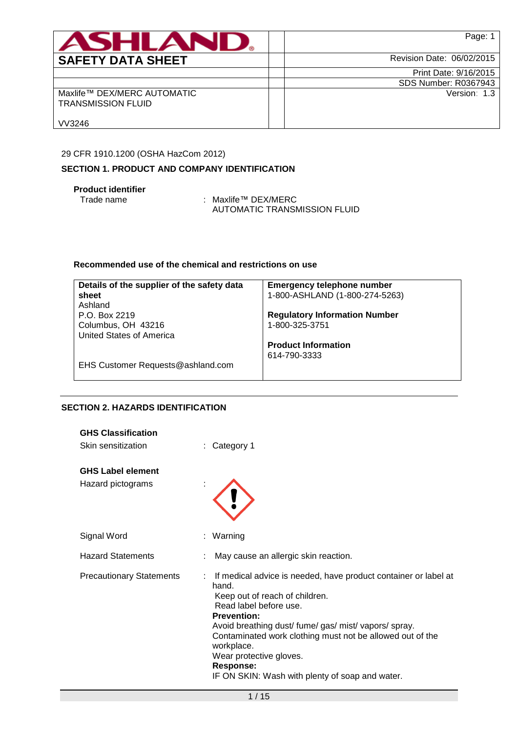| ASHLAND | | Page: 1 |
|---|---|---|
| **SAFETY DATA SHEET** | | Revision Date: 06/02/2015 |
| | | Print Date: 9/16/2015 |
| | | SDS Number: R0367943 |
| Maxlife™ DEX/MERC AUTOMATIC TRANSMISSION FLUID<br><br>VV3246 | | Version: 1.3 |

29 CFR 1910.1200 (OSHA HazCom 2012)

## SECTION 1. PRODUCT AND COMPANY IDENTIFICATION

**Product identifier**

Trade name : Maxlife™ DEX/MERC AUTOMATIC TRANSMISSION FLUID

**Recommended use of the chemical and restrictions on use**

| **Details of the supplier of the safety data sheet** | **Emergency telephone number** |
|---|---|
| Ashland<br>P.O. Box 2219<br>Columbus, OH 43216<br>United States of America<br><br>EHS Customer Requests@ashland.com | 1-800-ASHLAND (1-800-274-5263)<br><br>**Regulatory Information Number**<br>1-800-325-3751<br><br>**Product Information**<br>614-790-3333 |

## SECTION 2. HAZARDS IDENTIFICATION

**GHS Classification**

Skin sensitization : Category 1

**GHS Label element**

Hazard pictograms :

Signal Word : Warning

Hazard Statements : May cause an allergic skin reaction.

Precautionary Statements : If medical advice is needed, have product container or label at hand.
Keep out of reach of children.
Read label before use.
**Prevention:**
Avoid breathing dust/ fume/ gas/ mist/ vapors/ spray.
Contaminated work clothing must not be allowed out of the workplace.
Wear protective gloves.
**Response:**
IF ON SKIN: Wash with plenty of soap and water.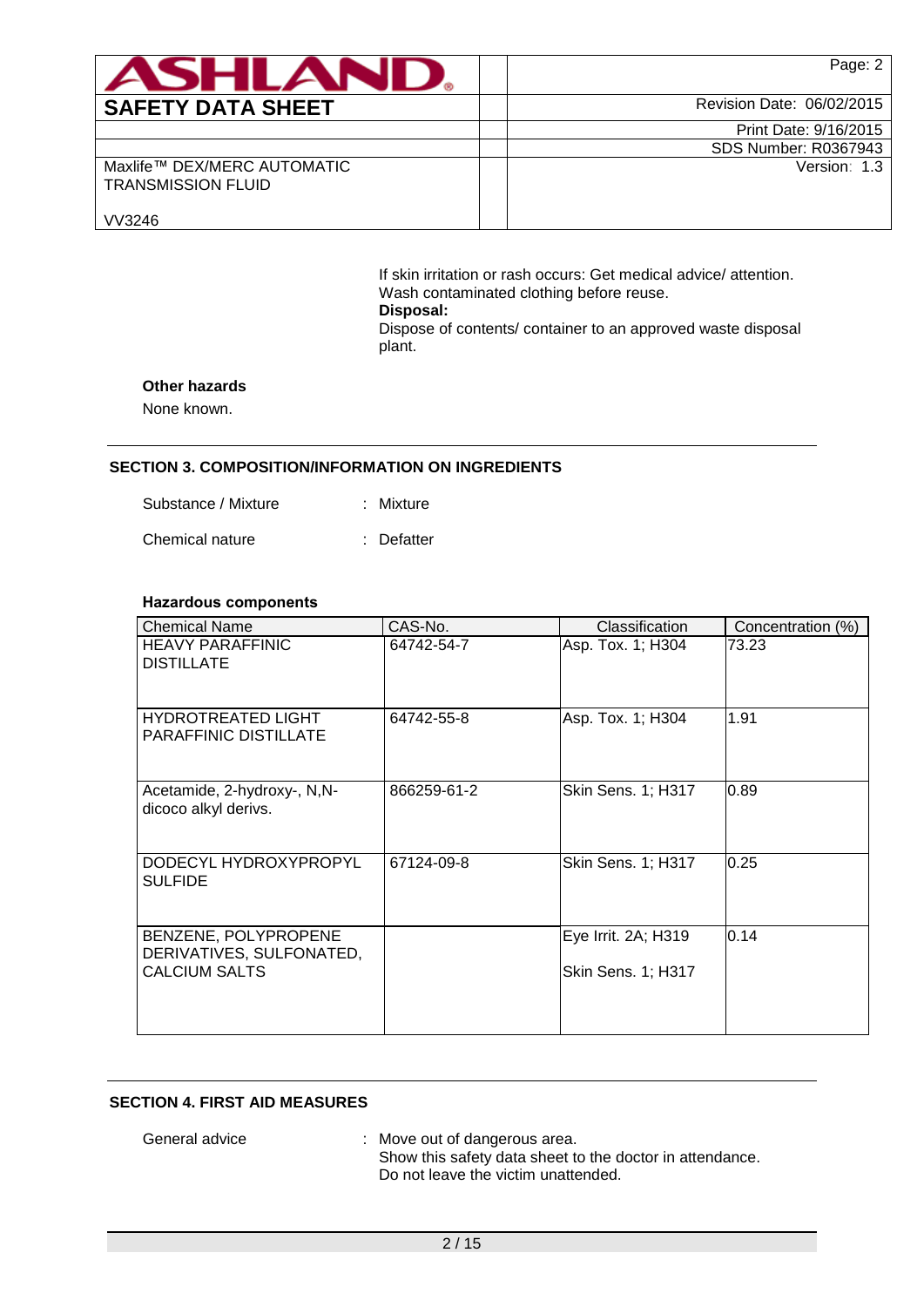If skin irritation or rash occurs: Get medical advice/ attention.
Wash contaminated clothing before reuse.

**Disposal:**

Dispose of contents/ container to an approved waste disposal plant.

**Other hazards**

None known.

## SECTION 3. COMPOSITION/INFORMATION ON INGREDIENTS

Substance / Mixture : Mixture

Chemical nature : Defatter

**Hazardous components**

| Chemical Name | CAS-No. | Classification | Concentration (%) |
|---|---|---|---|
| HEAVY PARAFFINIC DISTILLATE | 64742-54-7 | Asp. Tox. 1; H304 | 73.23 |
| HYDROTREATED LIGHT PARAFFINIC DISTILLATE | 64742-55-8 | Asp. Tox. 1; H304 | 1.91 |
| Acetamide, 2-hydroxy-, N,N-dicoco alkyl derivs. | 866259-61-2 | Skin Sens. 1; H317 | 0.89 |
| DODECYL HYDROXYPROPYL SULFIDE | 67124-09-8 | Skin Sens. 1; H317 | 0.25 |
| BENZENE, POLYPROPENE DERIVATIVES, SULFONATED, CALCIUM SALTS | | Eye Irrit. 2A; H319<br>Skin Sens. 1; H317 | 0.14 |

## SECTION 4. FIRST AID MEASURES

General advice : Move out of dangerous area.
Show this safety data sheet to the doctor in attendance.
Do not leave the victim unattended.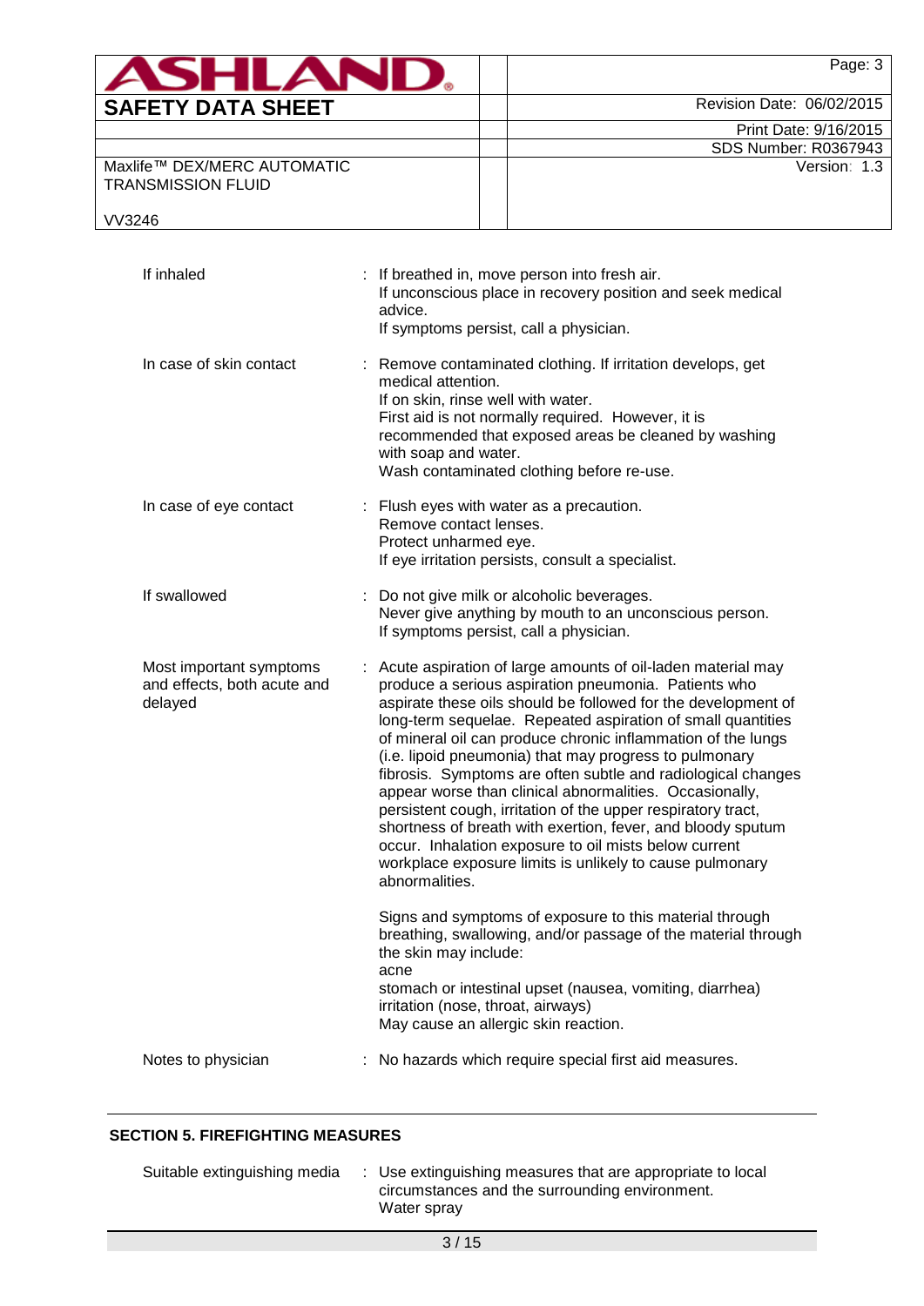| | |
|---|---|
| If inhaled | : If breathed in, move person into fresh air.<br>If unconscious place in recovery position and seek medical advice.<br>If symptoms persist, call a physician. |
| In case of skin contact | : Remove contaminated clothing. If irritation develops, get medical attention.<br>If on skin, rinse well with water.<br>First aid is not normally required. However, it is recommended that exposed areas be cleaned by washing with soap and water.<br>Wash contaminated clothing before re-use. |
| In case of eye contact | : Flush eyes with water as a precaution.<br>Remove contact lenses.<br>Protect unharmed eye.<br>If eye irritation persists, consult a specialist. |
| If swallowed | : Do not give milk or alcoholic beverages.<br>Never give anything by mouth to an unconscious person.<br>If symptoms persist, call a physician. |
| Most important symptoms and effects, both acute and delayed | : Acute aspiration of large amounts of oil-laden material may produce a serious aspiration pneumonia. Patients who aspirate these oils should be followed for the development of long-term sequelae. Repeated aspiration of small quantities of mineral oil can produce chronic inflammation of the lungs (i.e. lipoid pneumonia) that may progress to pulmonary fibrosis. Symptoms are often subtle and radiological changes appear worse than clinical abnormalities. Occasionally, persistent cough, irritation of the upper respiratory tract, shortness of breath with exertion, fever, and bloody sputum occur. Inhalation exposure to oil mists below current workplace exposure limits is unlikely to cause pulmonary abnormalities.<br><br>Signs and symptoms of exposure to this material through breathing, swallowing, and/or passage of the material through the skin may include:<br>acne<br>stomach or intestinal upset (nausea, vomiting, diarrhea)<br>irritation (nose, throat, airways)<br>May cause an allergic skin reaction. |
| Notes to physician | : No hazards which require special first aid measures. |

## SECTION 5. FIREFIGHTING MEASURES

| | |
|---|---|
| Suitable extinguishing media | : Use extinguishing measures that are appropriate to local circumstances and the surrounding environment.<br>Water spray |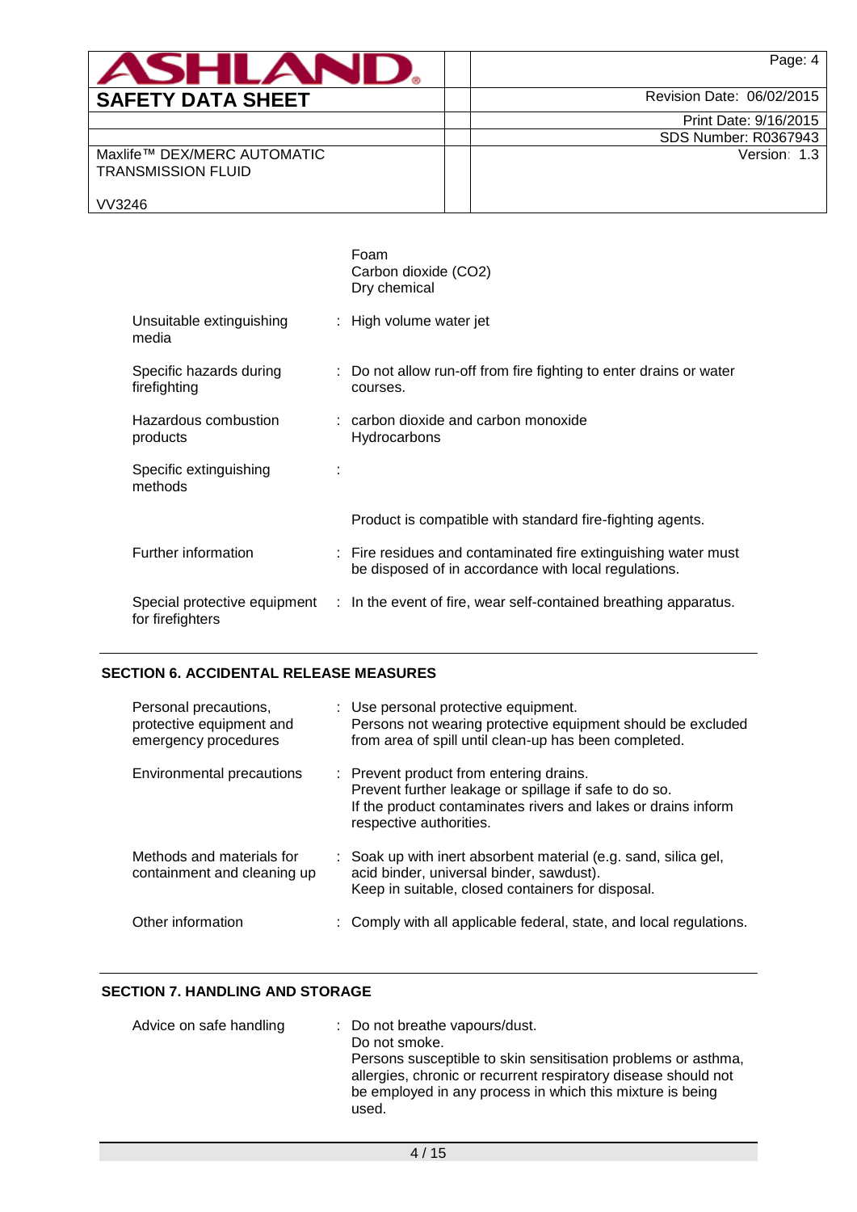| | |
|---|---|
| | Foam<br>Carbon dioxide ($CO_2$)<br>Dry chemical |
| Unsuitable extinguishing media | : High volume water jet |
| Specific hazards during firefighting | : Do not allow run-off from fire fighting to enter drains or water courses. |
| Hazardous combustion products | : carbon dioxide and carbon monoxide<br>Hydrocarbons |
| Specific extinguishing methods | : |
| | Product is compatible with standard fire-fighting agents. |
| Further information | : Fire residues and contaminated fire extinguishing water must be disposed of in accordance with local regulations. |
| Special protective equipment for firefighters | : In the event of fire, wear self-contained breathing apparatus. |

## SECTION 6. ACCIDENTAL RELEASE MEASURES

| | |
|---|---|
| Personal precautions, protective equipment and emergency procedures | : Use personal protective equipment.<br>Persons not wearing protective equipment should be excluded from area of spill until clean-up has been completed. |
| Environmental precautions | : Prevent product from entering drains.<br>Prevent further leakage or spillage if safe to do so.<br>If the product contaminates rivers and lakes or drains inform respective authorities. |
| Methods and materials for containment and cleaning up | : Soak up with inert absorbent material (e.g. sand, silica gel, acid binder, universal binder, sawdust).<br>Keep in suitable, closed containers for disposal. |
| Other information | : Comply with all applicable federal, state, and local regulations. |

## SECTION 7. HANDLING AND STORAGE

| | |
|---|---|
| Advice on safe handling | : Do not breathe vapours/dust.<br>Do not smoke.<br>Persons susceptible to skin sensitisation problems or asthma, allergies, chronic or recurrent respiratory disease should not be employed in any process in which this mixture is being used. |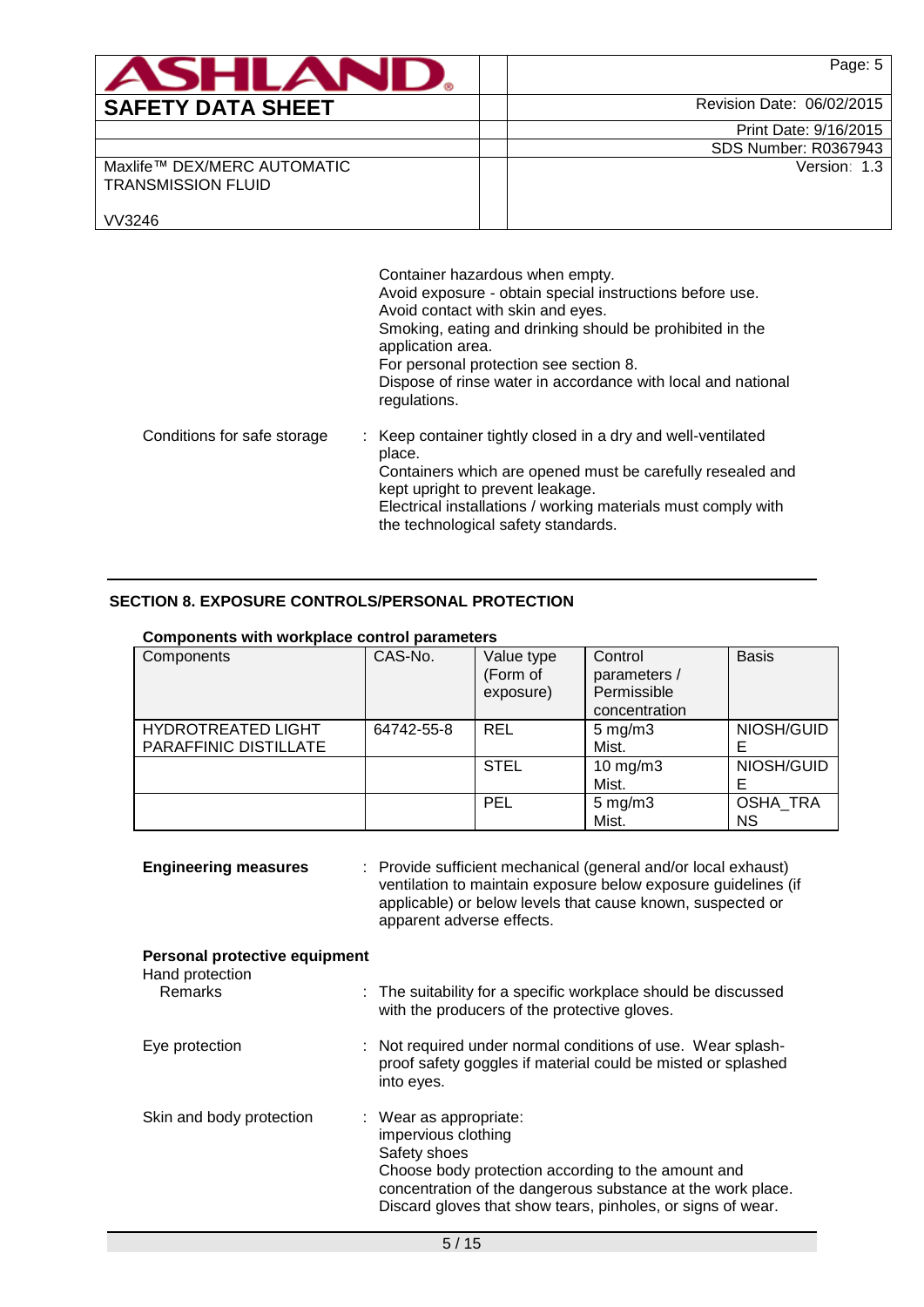Container hazardous when empty.
Avoid exposure - obtain special instructions before use.
Avoid contact with skin and eyes.
Smoking, eating and drinking should be prohibited in the application area.
For personal protection see section 8.
Dispose of rinse water in accordance with local and national regulations.

Conditions for safe storage : Keep container tightly closed in a dry and well-ventilated place.
Containers which are opened must be carefully resealed and kept upright to prevent leakage.
Electrical installations / working materials must comply with the technological safety standards.

## SECTION 8. EXPOSURE CONTROLS/PERSONAL PROTECTION

**Components with workplace control parameters**

| Components | CAS-No. | Value type (Form of exposure) | Control parameters / Permissible concentration | Basis |
|---|---|---|---|---|
| HYDROTREATED LIGHT PARAFFINIC DISTILLATE | 64742-55-8 | REL | 5 mg/m3 Mist. | NIOSH/GUIDE |
| | | STEL | 10 mg/m3 Mist. | NIOSH/GUIDE |
| | | PEL | 5 mg/m3 Mist. | OSHA_TRANS |

**Engineering measures** : Provide sufficient mechanical (general and/or local exhaust) ventilation to maintain exposure below exposure guidelines (if applicable) or below levels that cause known, suspected or apparent adverse effects.

**Personal protective equipment**

Hand protection

Remarks : The suitability for a specific workplace should be discussed with the producers of the protective gloves.

Eye protection : Not required under normal conditions of use. Wear splash-proof safety goggles if material could be misted or splashed into eyes.

Skin and body protection : Wear as appropriate:
impervious clothing
Safety shoes
Choose body protection according to the amount and concentration of the dangerous substance at the work place.
Discard gloves that show tears, pinholes, or signs of wear.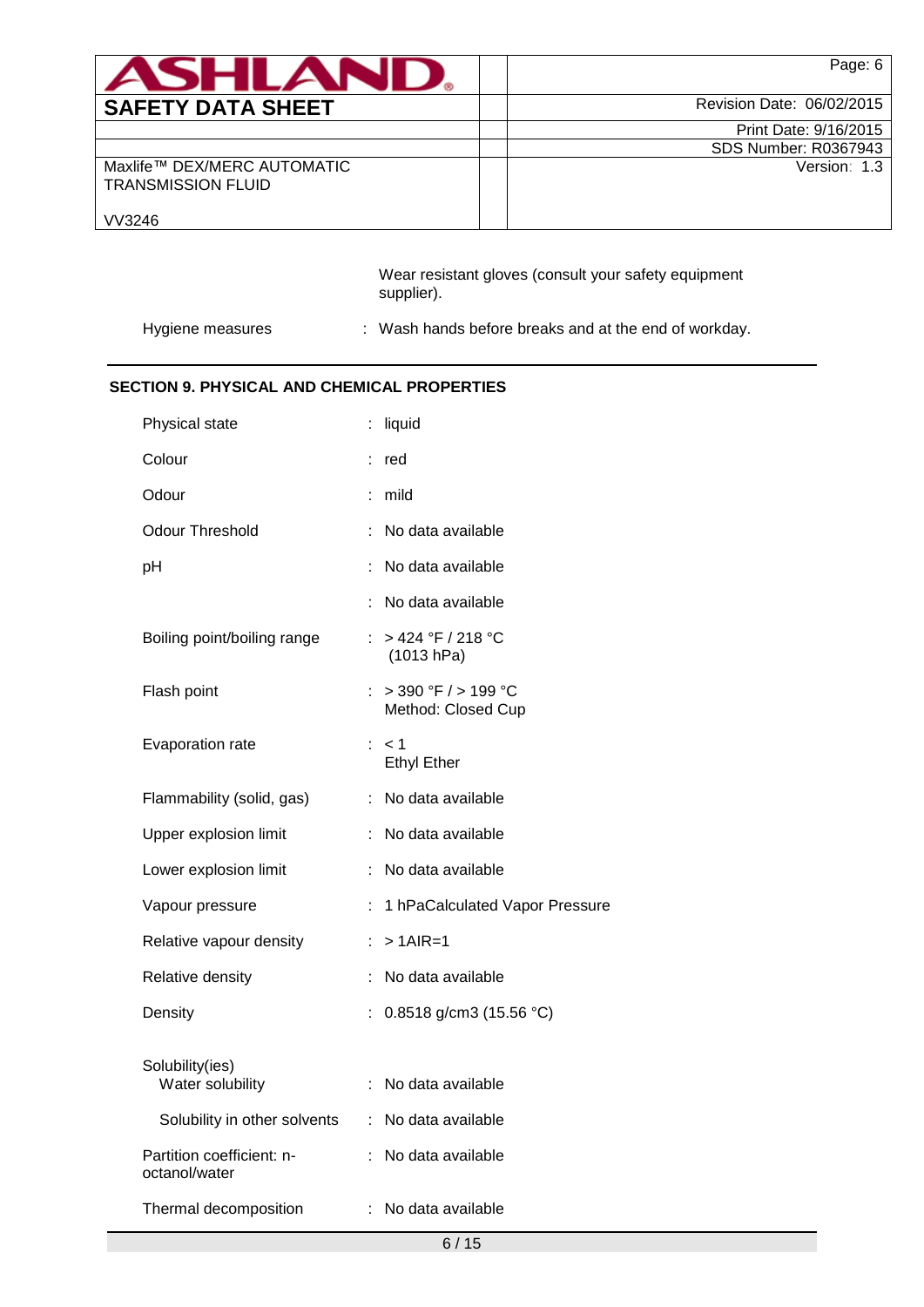Wear resistant gloves (consult your safety equipment supplier).

| | | |
|---|---|---|
| Hygiene measures | : | Wash hands before breaks and at the end of workday. |

## SECTION 9. PHYSICAL AND CHEMICAL PROPERTIES

| | | |
|---|---|---|
| Physical state | : | liquid |
| Colour | : | red |
| Odour | : | mild |
| Odour Threshold | : | No data available |
| pH | : | No data available |
| | : | No data available |
| Boiling point/boiling range | : | > 424 °F / 218 °C (1013 hPa) |
| Flash point | : | > 390 °F / > 199 °C<br>Method: Closed Cup |
| Evaporation rate | : | < 1<br>Ethyl Ether |
| Flammability (solid, gas) | : | No data available |
| Upper explosion limit | : | No data available |
| Lower explosion limit | : | No data available |
| Vapour pressure | : | 1 hPaCalculated Vapor Pressure |
| Relative vapour density | : | > 1AIR=1 |
| Relative density | : | No data available |
| Density | : | 0.8518 g/cm3 (15.56 °C) |
| Solubility(ies)<br>Water solubility | : | No data available |
| Solubility in other solvents | : | No data available |
| Partition coefficient: n-octanol/water | : | No data available |
| Thermal decomposition | : | No data available |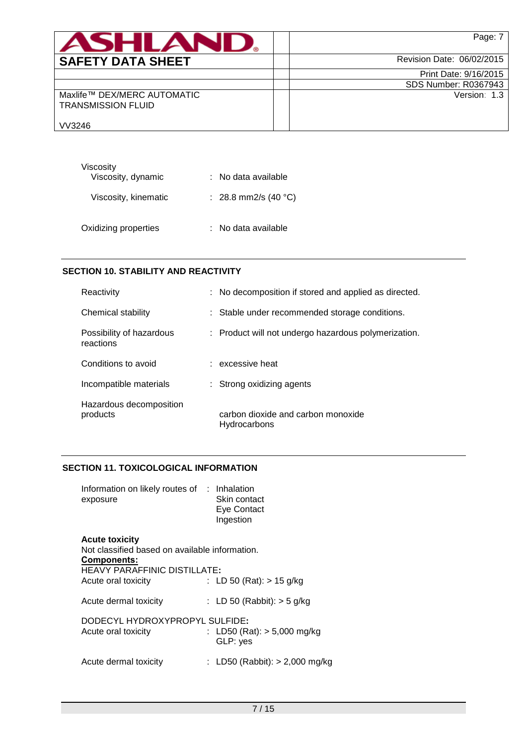Viscosity

Viscosity, dynamic : No data available

Viscosity, kinematic : 28.8 mm2/s (40 °C)

Oxidizing properties : No data available

## SECTION 10. STABILITY AND REACTIVITY

Reactivity : No decomposition if stored and applied as directed.

Chemical stability : Stable under recommended storage conditions.

Possibility of hazardous reactions : Product will not undergo hazardous polymerization.

Conditions to avoid : excessive heat

Incompatible materials : Strong oxidizing agents

Hazardous decomposition products : carbon dioxide and carbon monoxide
Hydrocarbons

## SECTION 11. TOXICOLOGICAL INFORMATION

Information on likely routes of exposure : Inhalation
Skin contact
Eye Contact
Ingestion

**Acute toxicity**

Not classified based on available information.

**Components:**

HEAVY PARAFFINIC DISTILLATE**:**

Acute oral toxicity : LD 50 (Rat): > 15 g/kg

Acute dermal toxicity : LD 50 (Rabbit): > 5 g/kg

DODECYL HYDROXYPROPYL SULFIDE**:**

Acute oral toxicity : LD50 (Rat): > 5,000 mg/kg
GLP: yes

Acute dermal toxicity : LD50 (Rabbit): > 2,000 mg/kg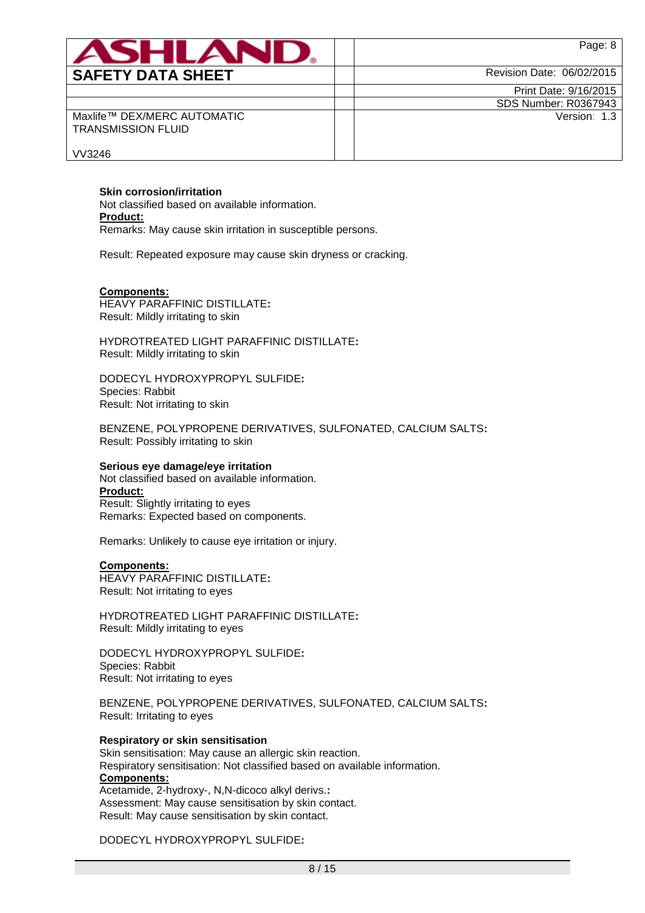**Skin corrosion/irritation**

Not classified based on available information.

**Product:**

Remarks: May cause skin irritation in susceptible persons.

Result: Repeated exposure may cause skin dryness or cracking.

**Components:**

HEAVY PARAFFINIC DISTILLATE:
Result: Mildly irritating to skin

HYDROTREATED LIGHT PARAFFINIC DISTILLATE:
Result: Mildly irritating to skin

DODECYL HYDROXYPROPYL SULFIDE:
Species: Rabbit
Result: Not irritating to skin

BENZENE, POLYPROPENE DERIVATIVES, SULFONATED, CALCIUM SALTS:
Result: Possibly irritating to skin

**Serious eye damage/eye irritation**

Not classified based on available information.

**Product:**

Result: Slightly irritating to eyes
Remarks: Expected based on components.

Remarks: Unlikely to cause eye irritation or injury.

**Components:**

HEAVY PARAFFINIC DISTILLATE:
Result: Not irritating to eyes

HYDROTREATED LIGHT PARAFFINIC DISTILLATE:
Result: Mildly irritating to eyes

DODECYL HYDROXYPROPYL SULFIDE:
Species: Rabbit
Result: Not irritating to eyes

BENZENE, POLYPROPENE DERIVATIVES, SULFONATED, CALCIUM SALTS:
Result: Irritating to eyes

**Respiratory or skin sensitisation**

Skin sensitisation: May cause an allergic skin reaction.
Respiratory sensitisation: Not classified based on available information.

**Components:**

Acetamide, 2-hydroxy-, N,N-dicoco alkyl derivs.:
Assessment: May cause sensitisation by skin contact.
Result: May cause sensitisation by skin contact.

DODECYL HYDROXYPROPYL SULFIDE: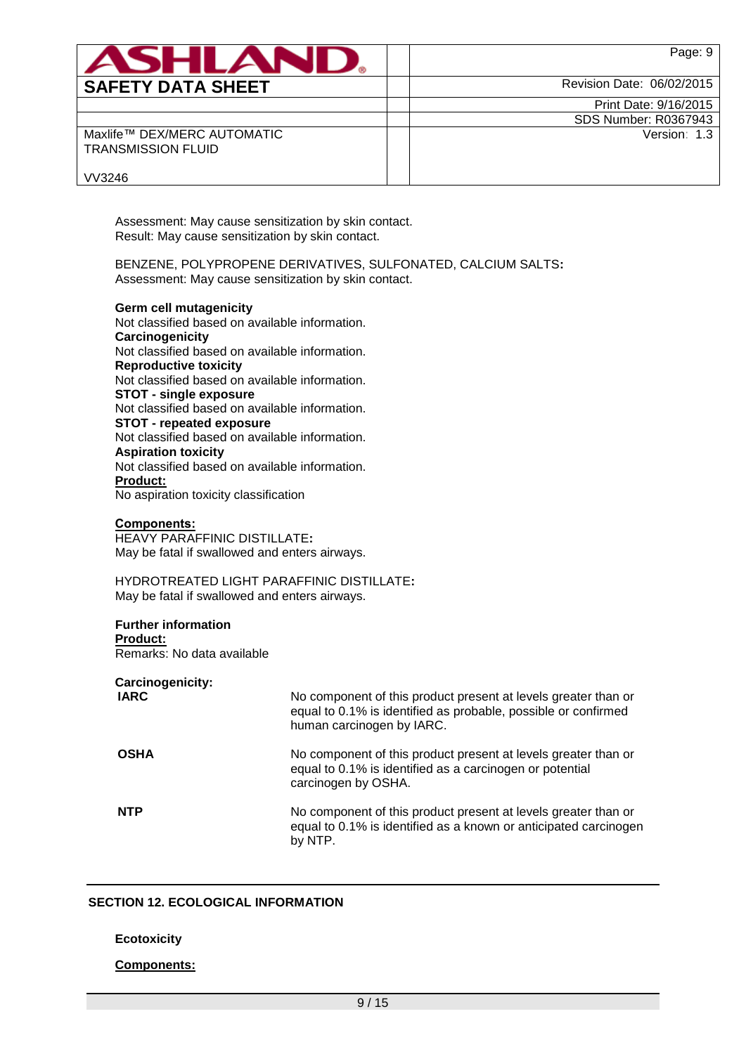Assessment: May cause sensitization by skin contact.
Result: May cause sensitization by skin contact.

BENZENE, POLYPROPENE DERIVATIVES, SULFONATED, CALCIUM SALTS**:**
Assessment: May cause sensitization by skin contact.

**Germ cell mutagenicity**
Not classified based on available information.
**Carcinogenicity**
Not classified based on available information.
**Reproductive toxicity**
Not classified based on available information.
**STOT - single exposure**
Not classified based on available information.
**STOT - repeated exposure**
Not classified based on available information.
**Aspiration toxicity**
Not classified based on available information.
**Product:**
No aspiration toxicity classification

**Components:**
HEAVY PARAFFINIC DISTILLATE**:**
May be fatal if swallowed and enters airways.

HYDROTREATED LIGHT PARAFFINIC DISTILLATE**:**
May be fatal if swallowed and enters airways.

**Further information**
**Product:**
Remarks: No data available

**Carcinogenicity:**

| | |
|---|---|
| **IARC** | No component of this product present at levels greater than or equal to 0.1% is identified as probable, possible or confirmed human carcinogen by IARC. |
| **OSHA** | No component of this product present at levels greater than or equal to 0.1% is identified as a carcinogen or potential carcinogen by OSHA. |
| **NTP** | No component of this product present at levels greater than or equal to 0.1% is identified as a known or anticipated carcinogen by NTP. |

## SECTION 12. ECOLOGICAL INFORMATION

**Ecotoxicity**

**Components:**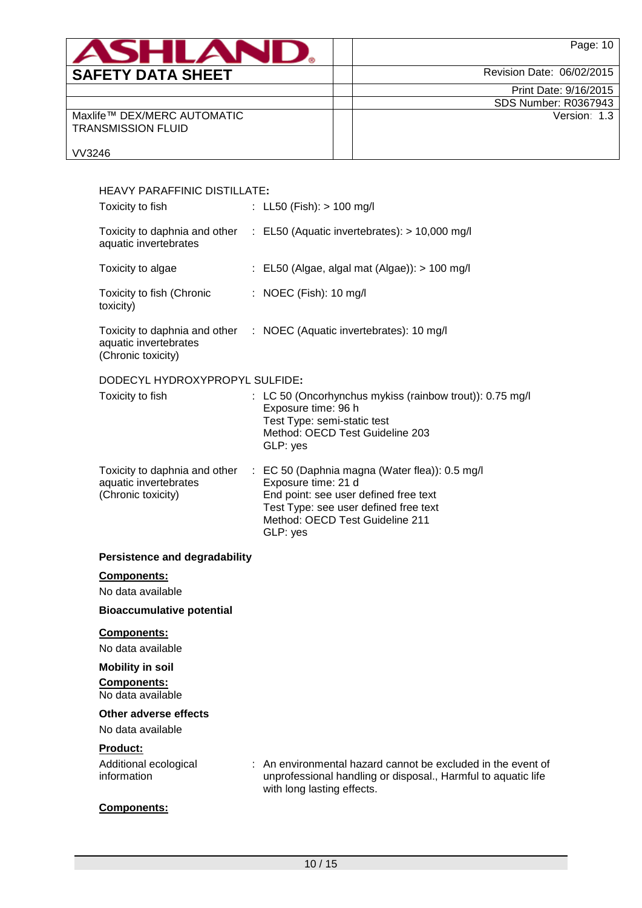HEAVY PARAFFINIC DISTILLATE:

| | |
|---|---|
| Toxicity to fish | : LL50 (Fish): > 100 mg/l |
| Toxicity to daphnia and other aquatic invertebrates | : EL50 (Aquatic invertebrates): > 10,000 mg/l |
| Toxicity to algae | : EL50 (Algae, algal mat (Algae)): > 100 mg/l |
| Toxicity to fish (Chronic toxicity) | : NOEC (Fish): 10 mg/l |
| Toxicity to daphnia and other aquatic invertebrates (Chronic toxicity) | : NOEC (Aquatic invertebrates): 10 mg/l |

DODECYL HYDROXYPROPYL SULFIDE:

| | |
|---|---|
| Toxicity to fish | : LC 50 (Oncorhynchus mykiss (rainbow trout)): 0.75 mg/l<br>Exposure time: 96 h<br>Test Type: semi-static test<br>Method: OECD Test Guideline 203<br>GLP: yes |
| Toxicity to daphnia and other aquatic invertebrates (Chronic toxicity) | : EC 50 (Daphnia magna (Water flea)): 0.5 mg/l<br>Exposure time: 21 d<br>End point: see user defined free text<br>Test Type: see user defined free text<br>Method: OECD Test Guideline 211<br>GLP: yes |

**Persistence and degradability**

**Components:**

No data available

**Bioaccumulative potential**

**Components:**

No data available

**Mobility in soil**

**Components:**

No data available

**Other adverse effects**

No data available

**Product:**

| | |
|---|---|
| Additional ecological information | : An environmental hazard cannot be excluded in the event of unprofessional handling or disposal., Harmful to aquatic life with long lasting effects. |

**Components:**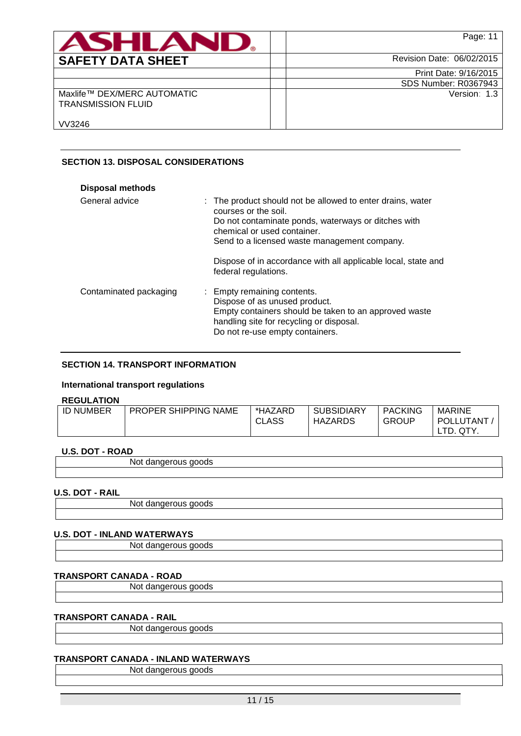## SECTION 13. DISPOSAL CONSIDERATIONS

**Disposal methods**

| | |
|---|---|
| General advice | : The product should not be allowed to enter drains, water courses or the soil.<br>Do not contaminate ponds, waterways or ditches with chemical or used container.<br>Send to a licensed waste management company.<br><br>Dispose of in accordance with all applicable local, state and federal regulations. |
| Contaminated packaging | : Empty remaining contents.<br>Dispose of as unused product.<br>Empty containers should be taken to an approved waste handling site for recycling or disposal.<br>Do not re-use empty containers. |

## SECTION 14. TRANSPORT INFORMATION

**International transport regulations**

**REGULATION**

| ID NUMBER | PROPER SHIPPING NAME | *HAZARD CLASS | SUBSIDIARY HAZARDS | PACKING GROUP | MARINE POLLUTANT / LTD. QTY. |
|---|---|---|---|---|---|

**U.S. DOT - ROAD**

Not dangerous goods

**U.S. DOT - RAIL**

Not dangerous goods

**U.S. DOT - INLAND WATERWAYS**

Not dangerous goods

**TRANSPORT CANADA - ROAD**

Not dangerous goods

**TRANSPORT CANADA - RAIL**

Not dangerous goods

**TRANSPORT CANADA - INLAND WATERWAYS**

Not dangerous goods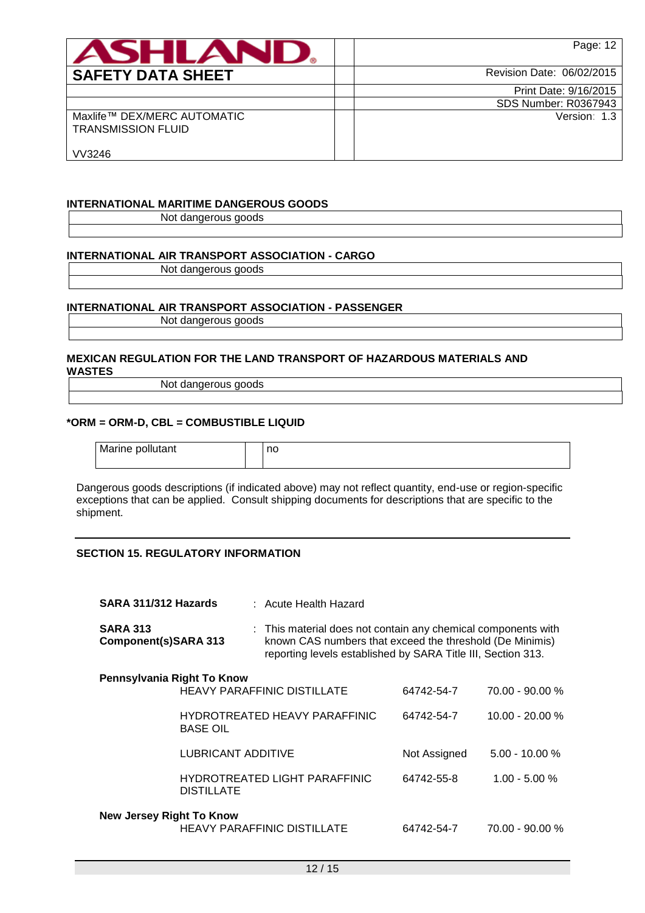**INTERNATIONAL MARITIME DANGEROUS GOODS**

| Not dangerous goods |
|---|
| |

**INTERNATIONAL AIR TRANSPORT ASSOCIATION - CARGO**

| Not dangerous goods |
|---|
| |

**INTERNATIONAL AIR TRANSPORT ASSOCIATION - PASSENGER**

| Not dangerous goods |
|---|
| |

**MEXICAN REGULATION FOR THE LAND TRANSPORT OF HAZARDOUS MATERIALS AND WASTES**

| Not dangerous goods |
|---|
| |

**\*ORM = ORM-D, CBL = COMBUSTIBLE LIQUID**

| Marine pollutant | | no |
|---|---|---|

Dangerous goods descriptions (if indicated above) may not reflect quantity, end-use or region-specific exceptions that can be applied. Consult shipping documents for descriptions that are specific to the shipment.

## SECTION 15. REGULATORY INFORMATION

**SARA 311/312 Hazards** : Acute Health Hazard

**SARA 313 Component(s)SARA 313** : This material does not contain any chemical components with known CAS numbers that exceed the threshold (De Minimis) reporting levels established by SARA Title III, Section 313.

**Pennsylvania Right To Know**

| | | |
|---|---|---|
| HEAVY PARAFFINIC DISTILLATE | 64742-54-7 | 70.00 - 90.00 % |
| HYDROTREATED HEAVY PARAFFINIC BASE OIL | 64742-54-7 | 10.00 - 20.00 % |
| LUBRICANT ADDITIVE | Not Assigned | 5.00 - 10.00 % |
| HYDROTREATED LIGHT PARAFFINIC DISTILLATE | 64742-55-8 | 1.00 - 5.00 % |

**New Jersey Right To Know**

| | | |
|---|---|---|
| HEAVY PARAFFINIC DISTILLATE | 64742-54-7 | 70.00 - 90.00 % |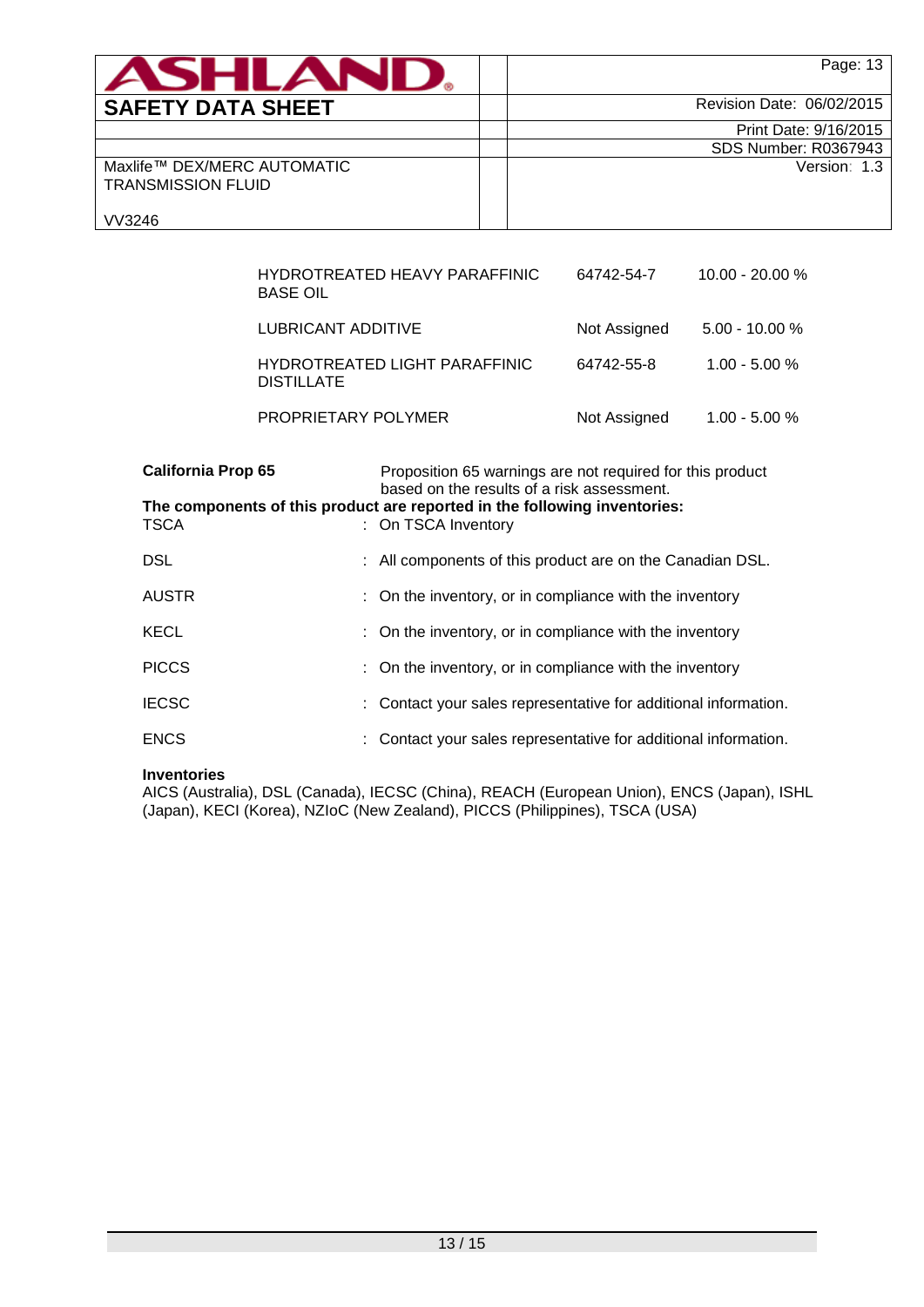| | | |
|---|---|---|
| HYDROTREATED HEAVY PARAFFINIC BASE OIL | 64742-54-7 | 10.00 - 20.00 % |
| LUBRICANT ADDITIVE | Not Assigned | 5.00 - 10.00 % |
| HYDROTREATED LIGHT PARAFFINIC DISTILLATE | 64742-55-8 | 1.00 - 5.00 % |
| PROPRIETARY POLYMER | Not Assigned | 1.00 - 5.00 % |

**California Prop 65** Proposition 65 warnings are not required for this product based on the results of a risk assessment.

**The components of this product are reported in the following inventories:**

| | |
|---|---|
| TSCA | : On TSCA Inventory |
| DSL | : All components of this product are on the Canadian DSL. |
| AUSTR | : On the inventory, or in compliance with the inventory |
| KECL | : On the inventory, or in compliance with the inventory |
| PICCS | : On the inventory, or in compliance with the inventory |
| IECSC | : Contact your sales representative for additional information. |
| ENCS | : Contact your sales representative for additional information. |

**Inventories**

AICS (Australia), DSL (Canada), IECSC (China), REACH (European Union), ENCS (Japan), ISHL (Japan), KECI (Korea), NZIoC (New Zealand), PICCS (Philippines), TSCA (USA)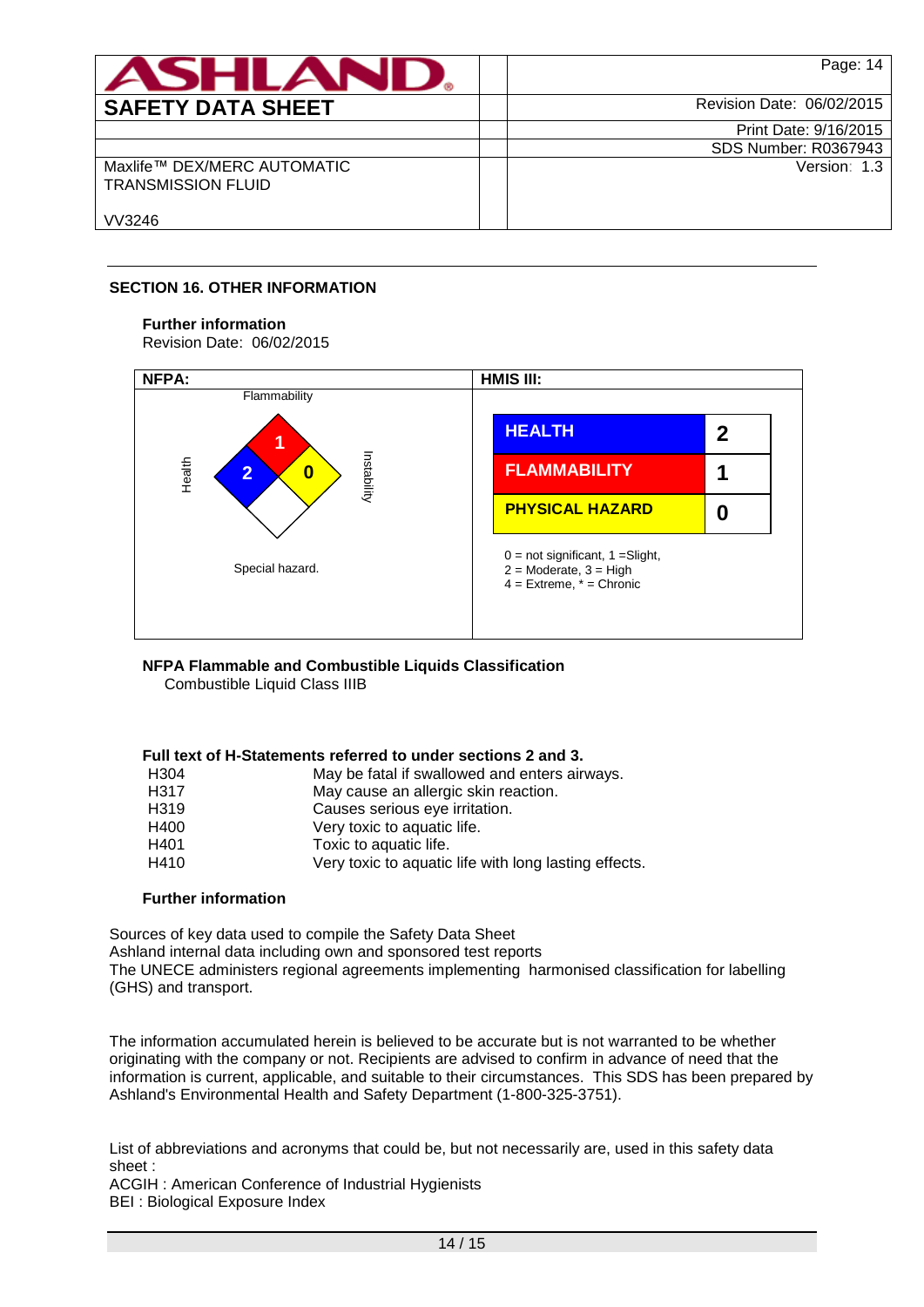## SECTION 16. OTHER INFORMATION

**Further information**
Revision Date: 06/02/2015

| NFPA: | HMIS III: |
|---|---|
| Flammability: 1<br>Health: 2<br>Instability: 0<br>Special hazard. | HEALTH: 2<br>FLAMMABILITY: 1<br>PHYSICAL HAZARD: 0<br><br>0 = not significant, 1 =Slight,<br>2 = Moderate, 3 = High<br>4 = Extreme, * = Chronic |

**NFPA Flammable and Combustible Liquids Classification**
Combustible Liquid Class IIIB

**Full text of H-Statements referred to under sections 2 and 3.**

| | |
|---|---|
| H304 | May be fatal if swallowed and enters airways. |
| H317 | May cause an allergic skin reaction. |
| H319 | Causes serious eye irritation. |
| H400 | Very toxic to aquatic life. |
| H401 | Toxic to aquatic life. |
| H410 | Very toxic to aquatic life with long lasting effects. |

**Further information**

Sources of key data used to compile the Safety Data Sheet
Ashland internal data including own and sponsored test reports
The UNECE administers regional agreements implementing harmonised classification for labelling (GHS) and transport.

The information accumulated herein is believed to be accurate but is not warranted to be whether originating with the company or not. Recipients are advised to confirm in advance of need that the information is current, applicable, and suitable to their circumstances. This SDS has been prepared by Ashland's Environmental Health and Safety Department (1-800-325-3751).

List of abbreviations and acronyms that could be, but not necessarily are, used in this safety data sheet :
ACGIH : American Conference of Industrial Hygienists
BEI : Biological Exposure Index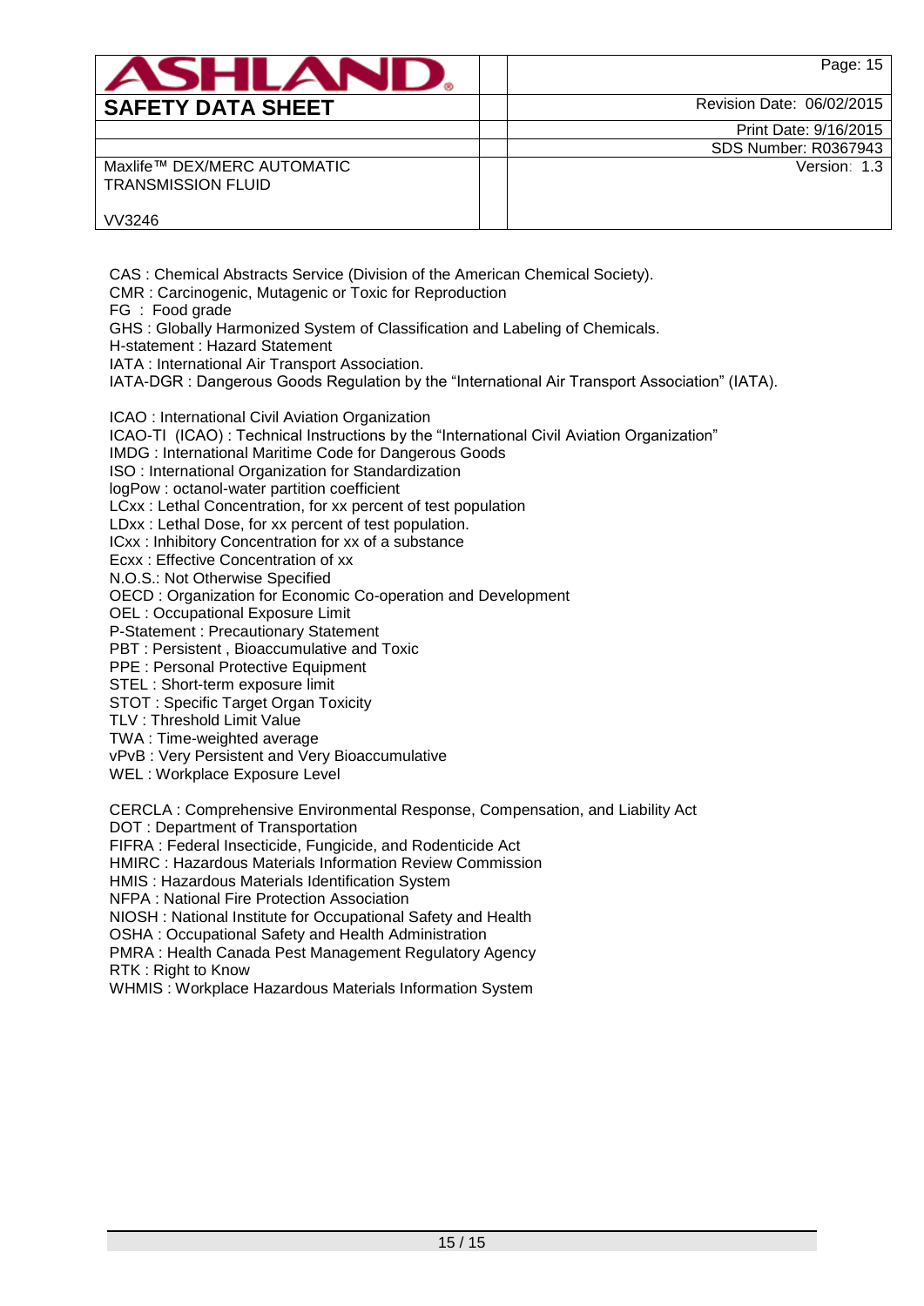CAS : Chemical Abstracts Service (Division of the American Chemical Society).
CMR : Carcinogenic, Mutagenic or Toxic for Reproduction
FG : Food grade
GHS : Globally Harmonized System of Classification and Labeling of Chemicals.
H-statement : Hazard Statement
IATA : International Air Transport Association.
IATA-DGR : Dangerous Goods Regulation by the “International Air Transport Association” (IATA).

ICAO : International Civil Aviation Organization
ICAO-TI (ICAO) : Technical Instructions by the “International Civil Aviation Organization”
IMDG : International Maritime Code for Dangerous Goods
ISO : International Organization for Standardization
logPow : octanol-water partition coefficient
LCxx : Lethal Concentration, for xx percent of test population
LDxx : Lethal Dose, for xx percent of test population.
ICxx : Inhibitory Concentration for xx of a substance
Ecxx : Effective Concentration of xx
N.O.S.: Not Otherwise Specified
OECD : Organization for Economic Co-operation and Development
OEL : Occupational Exposure Limit
P-Statement : Precautionary Statement
PBT : Persistent , Bioaccumulative and Toxic
PPE : Personal Protective Equipment
STEL : Short-term exposure limit
STOT : Specific Target Organ Toxicity
TLV : Threshold Limit Value
TWA : Time-weighted average
vPvB : Very Persistent and Very Bioaccumulative
WEL : Workplace Exposure Level

CERCLA : Comprehensive Environmental Response, Compensation, and Liability Act
DOT : Department of Transportation
FIFRA : Federal Insecticide, Fungicide, and Rodenticide Act
HMIRC : Hazardous Materials Information Review Commission
HMIS : Hazardous Materials Identification System
NFPA : National Fire Protection Association
NIOSH : National Institute for Occupational Safety and Health
OSHA : Occupational Safety and Health Administration
PMRA : Health Canada Pest Management Regulatory Agency
RTK : Right to Know
WHMIS : Workplace Hazardous Materials Information System